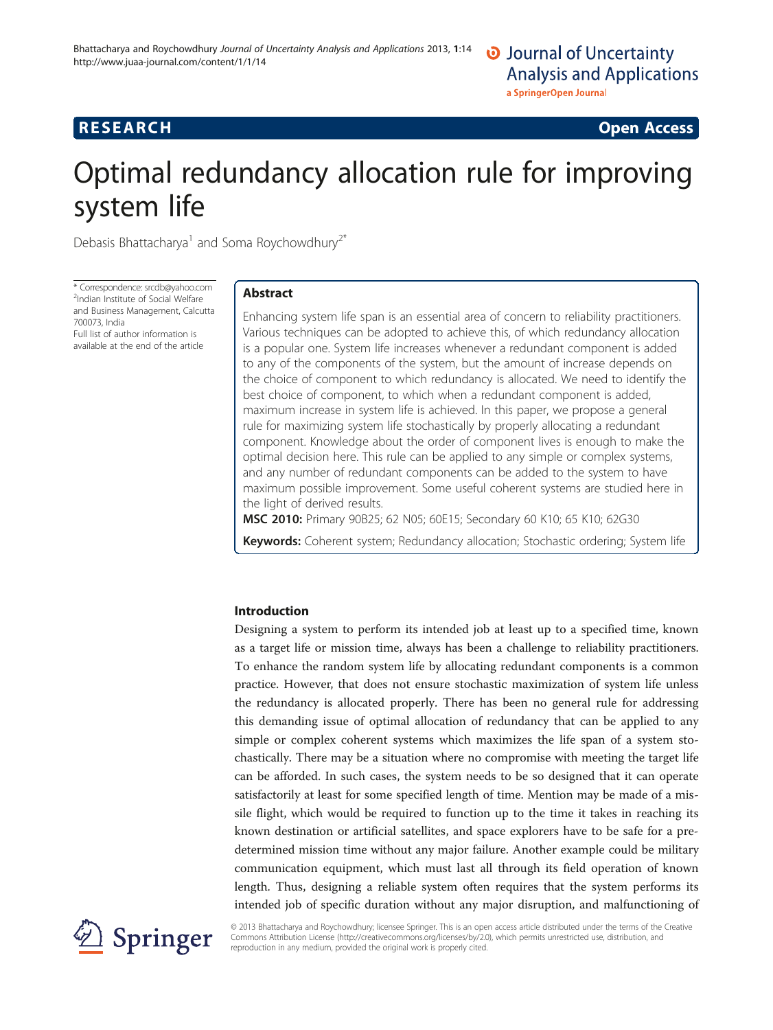RESEARCH Open Access

# Optimal redundancy allocation rule for improving system life

Debasis Bhattacharya[1] and Soma Roychowdhury[2*]

\* Correspondence: srcdb@yahoo.com
[2]Indian Institute of Social Welfare and Business Management, Calcutta 700073, India
Full list of author information is available at the end of the article

## Abstract

Enhancing system life span is an essential area of concern to reliability practitioners. Various techniques can be adopted to achieve this, of which redundancy allocation is a popular one. System life increases whenever a redundant component is added to any of the components of the system, but the amount of increase depends on the choice of component to which redundancy is allocated. We need to identify the best choice of component, to which when a redundant component is added, maximum increase in system life is achieved. In this paper, we propose a general rule for maximizing system life stochastically by properly allocating a redundant component. Knowledge about the order of component lives is enough to make the optimal decision here. This rule can be applied to any simple or complex systems, and any number of redundant components can be added to the system to have maximum possible improvement. Some useful coherent systems are studied here in the light of derived results.

**MSC 2010:** Primary 90B25; 62 N05; 60E15; Secondary 60 K10; 65 K10; 62G30

**Keywords:** Coherent system; Redundancy allocation; Stochastic ordering; System life

## Introduction

Designing a system to perform its intended job at least up to a specified time, known as a target life or mission time, always has been a challenge to reliability practitioners. To enhance the random system life by allocating redundant components is a common practice. However, that does not ensure stochastic maximization of system life unless the redundancy is allocated properly. There has been no general rule for addressing this demanding issue of optimal allocation of redundancy that can be applied to any simple or complex coherent systems which maximizes the life span of a system stochastically. There may be a situation where no compromise with meeting the target life can be afforded. In such cases, the system needs to be so designed that it can operate satisfactorily at least for some specified length of time. Mention may be made of a missile flight, which would be required to function up to the time it takes in reaching its known destination or artificial satellites, and space explorers have to be safe for a predetermined mission time without any major failure. Another example could be military communication equipment, which must last all through its field operation of known length. Thus, designing a reliable system often requires that the system performs its intended job of specific duration without any major disruption, and malfunctioning of

© 2013 Bhattacharya and Roychowdhury; licensee Springer. This is an open access article distributed under the terms of the Creative Commons Attribution License (http://creativecommons.org/licenses/by/2.0), which permits unrestricted use, distribution, and reproduction in any medium, provided the original work is properly cited.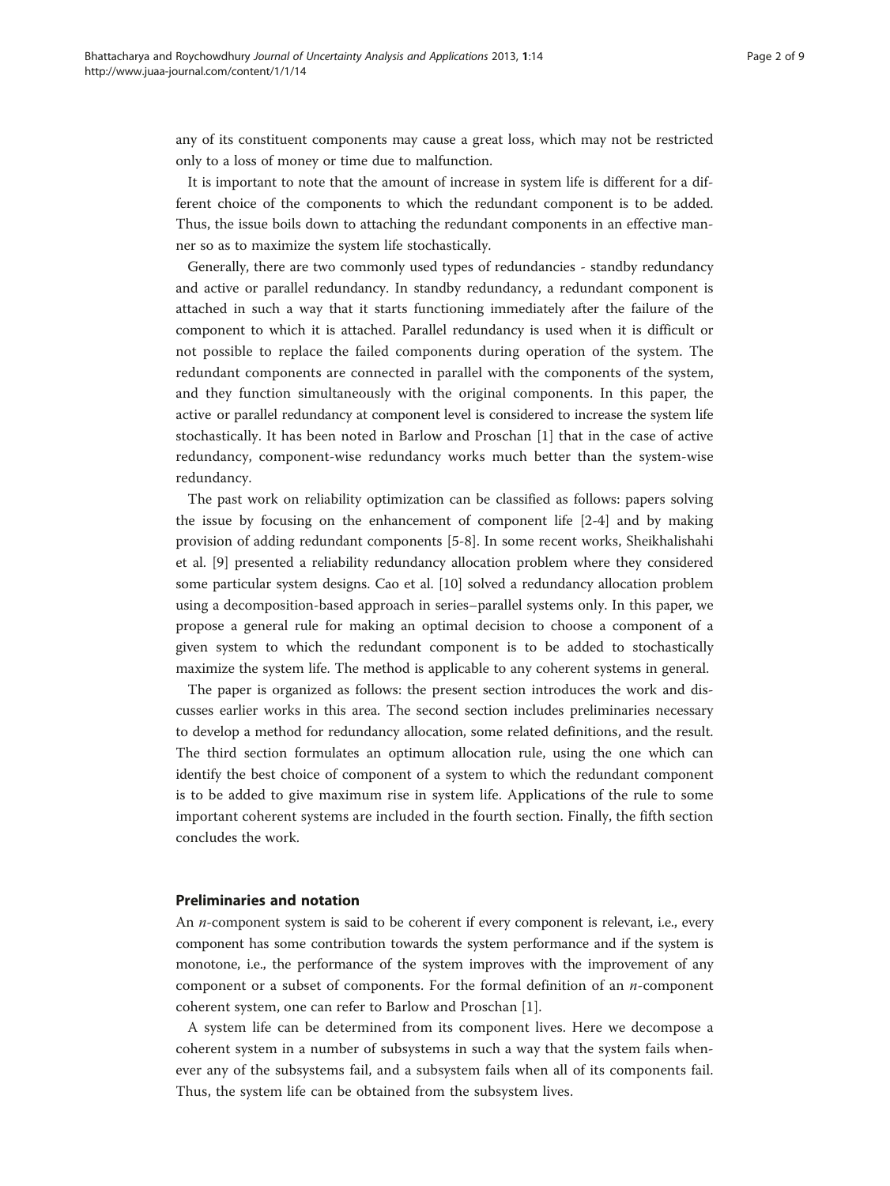any of its constituent components may cause a great loss, which may not be restricted only to a loss of money or time due to malfunction.

It is important to note that the amount of increase in system life is different for a different choice of the components to which the redundant component is to be added. Thus, the issue boils down to attaching the redundant components in an effective manner so as to maximize the system life stochastically.

Generally, there are two commonly used types of redundancies - standby redundancy and active or parallel redundancy. In standby redundancy, a redundant component is attached in such a way that it starts functioning immediately after the failure of the component to which it is attached. Parallel redundancy is used when it is difficult or not possible to replace the failed components during operation of the system. The redundant components are connected in parallel with the components of the system, and they function simultaneously with the original components. In this paper, the active or parallel redundancy at component level is considered to increase the system life stochastically. It has been noted in Barlow and Proschan [1] that in the case of active redundancy, component-wise redundancy works much better than the system-wise redundancy.

The past work on reliability optimization can be classified as follows: papers solving the issue by focusing on the enhancement of component life [2-4] and by making provision of adding redundant components [5-8]. In some recent works, Sheikhalishahi et al. [9] presented a reliability redundancy allocation problem where they considered some particular system designs. Cao et al. [10] solved a redundancy allocation problem using a decomposition-based approach in series–parallel systems only. In this paper, we propose a general rule for making an optimal decision to choose a component of a given system to which the redundant component is to be added to stochastically maximize the system life. The method is applicable to any coherent systems in general.

The paper is organized as follows: the present section introduces the work and discusses earlier works in this area. The second section includes preliminaries necessary to develop a method for redundancy allocation, some related definitions, and the result. The third section formulates an optimum allocation rule, using the one which can identify the best choice of component of a system to which the redundant component is to be added to give maximum rise in system life. Applications of the rule to some important coherent systems are included in the fourth section. Finally, the fifth section concludes the work.

## Preliminaries and notation

An $n$-component system is said to be coherent if every component is relevant, i.e., every component has some contribution towards the system performance and if the system is monotone, i.e., the performance of the system improves with the improvement of any component or a subset of components. For the formal definition of an $n$-component coherent system, one can refer to Barlow and Proschan [1].

A system life can be determined from its component lives. Here we decompose a coherent system in a number of subsystems in such a way that the system fails whenever any of the subsystems fail, and a subsystem fails when all of its components fail. Thus, the system life can be obtained from the subsystem lives.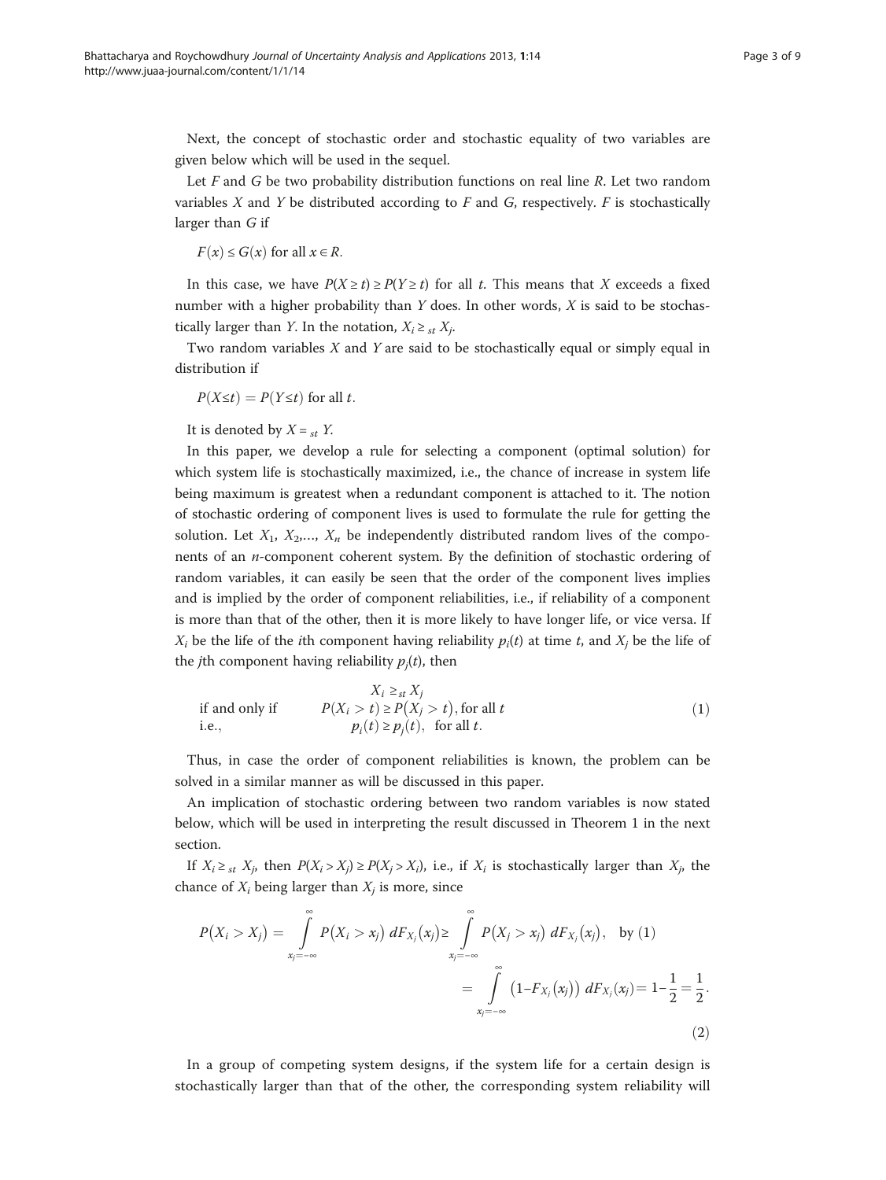Next, the concept of stochastic order and stochastic equality of two variables are given below which will be used in the sequel.

Let $F$ and $G$ be two probability distribution functions on real line $R$. Let two random variables $X$ and $Y$ be distributed according to $F$ and $G$, respectively. $F$ is stochastically larger than $G$ if

$F(x) \leq G(x)$ for all $x \in R$.

In this case, we have $P(X \geq t) \geq P(Y \geq t)$ for all $t$. This means that $X$ exceeds a fixed number with a higher probability than $Y$ does. In other words, $X$ is said to be stochastically larger than $Y$. In the notation, $X_i \geq_{st} X_j$.

Two random variables $X$ and $Y$ are said to be stochastically equal or simply equal in distribution if

$P(X \leq t) = P(Y \leq t)$ for all $t$.

It is denoted by $X =_{st} Y$.

In this paper, we develop a rule for selecting a component (optimal solution) for which system life is stochastically maximized, i.e., the chance of increase in system life being maximum is greatest when a redundant component is attached to it. The notion of stochastic ordering of component lives is used to formulate the rule for getting the solution. Let $X_1, X_2, \ldots, X_n$ be independently distributed random lives of the components of an $n$-component coherent system. By the definition of stochastic ordering of random variables, it can easily be seen that the order of the component lives implies and is implied by the order of component reliabilities, i.e., if reliability of a component is more than that of the other, then it is more likely to have longer life, or vice versa. If $X_i$ be the life of the $i$th component having reliability $p_i(t)$ at time $t$, and $X_j$ be the life of the $j$th component having reliability $p_j(t)$, then

$$
\begin{array}{ll}
 & X_i \geq_{st} X_j \\
\text{if and only if} & P(X_i > t) \geq P(X_j > t), \text{for all } t \\
\text{i.e.,} & p_i(t) \geq p_j(t), \quad \text{for all } t.
\end{array} \tag{1}
$$

Thus, in case the order of component reliabilities is known, the problem can be solved in a similar manner as will be discussed in this paper.

An implication of stochastic ordering between two random variables is now stated below, which will be used in interpreting the result discussed in Theorem 1 in the next section.

If $X_i \geq_{st} X_j$, then $P(X_i > X_j) \geq P(X_j > X_i)$, i.e., if $X_i$ is stochastically larger than $X_j$, the chance of $X_i$ being larger than $X_j$ is more, since

$$
\begin{aligned}
P(X_i > X_j) = \int_{x_j=-\infty}^{\infty} P(X_i > x_j)\, dF_{X_j}(x_j) &\geq \int_{x_j=-\infty}^{\infty} P(X_j > x_j)\, dF_{X_j}(x_j), \quad \text{by (1)} \\
&= \int_{x_j=-\infty}^{\infty} \left(1 - F_{X_j}(x_j)\right) dF_{X_j}(x_j) = 1 - \frac{1}{2} = \frac{1}{2}.
\end{aligned} \tag{2}
$$

In a group of competing system designs, if the system life for a certain design is stochastically larger than that of the other, the corresponding system reliability will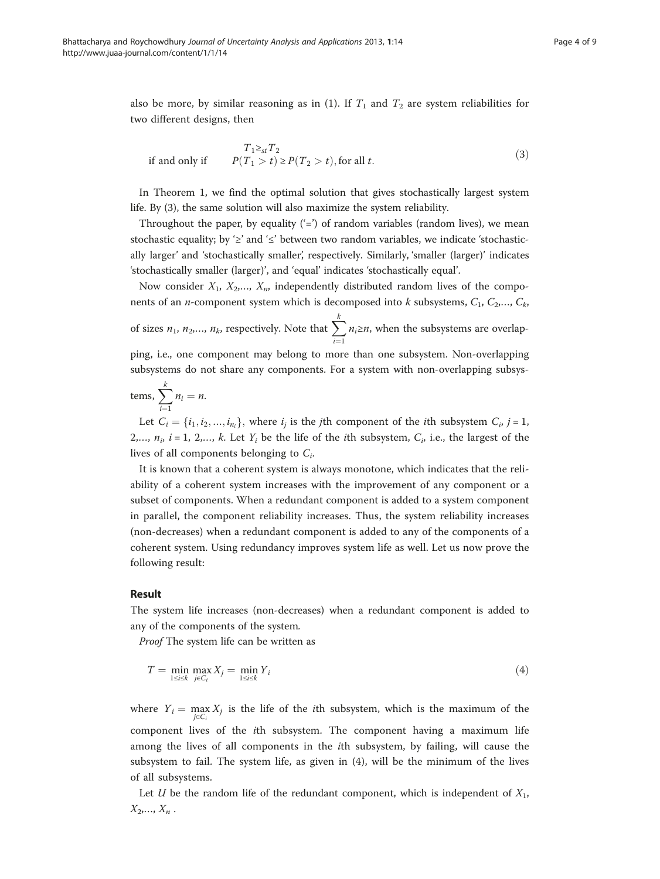also be more, by similar reasoning as in (1). If $T_1$ and $T_2$ are system reliabilities for two different designs, then

$$T_1 \geq_{st} T_2$$
$$\text{if and only if} \qquad P(T_1 > t) \geq P(T_2 > t), \text{for all } t. \tag{3}$$

In Theorem 1, we find the optimal solution that gives stochastically largest system life. By (3), the same solution will also maximize the system reliability.

Throughout the paper, by equality ('=') of random variables (random lives), we mean stochastic equality; by '≥' and '≤' between two random variables, we indicate 'stochastically larger' and 'stochastically smaller', respectively. Similarly, 'smaller (larger)' indicates 'stochastically smaller (larger)', and 'equal' indicates 'stochastically equal'.

Now consider $X_1, X_2, \ldots, X_n$, independently distributed random lives of the components of an $n$-component system which is decomposed into $k$ subsystems, $C_1, C_2, \ldots, C_k$, of sizes $n_1, n_2, \ldots, n_k$, respectively. Note that $\sum_{i=1}^{k} n_i \geq n$, when the subsystems are overlapping, i.e., one component may belong to more than one subsystem. Non-overlapping subsystems do not share any components. For a system with non-overlapping subsystems, $\sum_{i=1}^{k} n_i = n$.

Let $C_i = \{i_1, i_2, \ldots, i_{n_i}\}$, where $i_j$ is the $j$th component of the $i$th subsystem $C_i$, $j = 1, 2, \ldots, n_i$, $i = 1, 2, \ldots, k$. Let $Y_i$ be the life of the $i$th subsystem, $C_i$, i.e., the largest of the lives of all components belonging to $C_i$.

It is known that a coherent system is always monotone, which indicates that the reliability of a coherent system increases with the improvement of any component or a subset of components. When a redundant component is added to a system component in parallel, the component reliability increases. Thus, the system reliability increases (non-decreases) when a redundant component is added to any of the components of a coherent system. Using redundancy improves system life as well. Let us now prove the following result:

### Result

The system life increases (non-decreases) when a redundant component is added to any of the components of the system.

*Proof* The system life can be written as

$$T = \min_{1 \leq i \leq k} \max_{j \in C_i} X_j = \min_{1 \leq i \leq k} Y_i \tag{4}$$

where $Y_i = \max_{j \in C_i} X_j$ is the life of the $i$th subsystem, which is the maximum of the component lives of the $i$th subsystem. The component having a maximum life among the lives of all components in the $i$th subsystem, by failing, will cause the subsystem to fail. The system life, as given in (4), will be the minimum of the lives of all subsystems.

Let $U$ be the random life of the redundant component, which is independent of $X_1, X_2, \ldots, X_n$.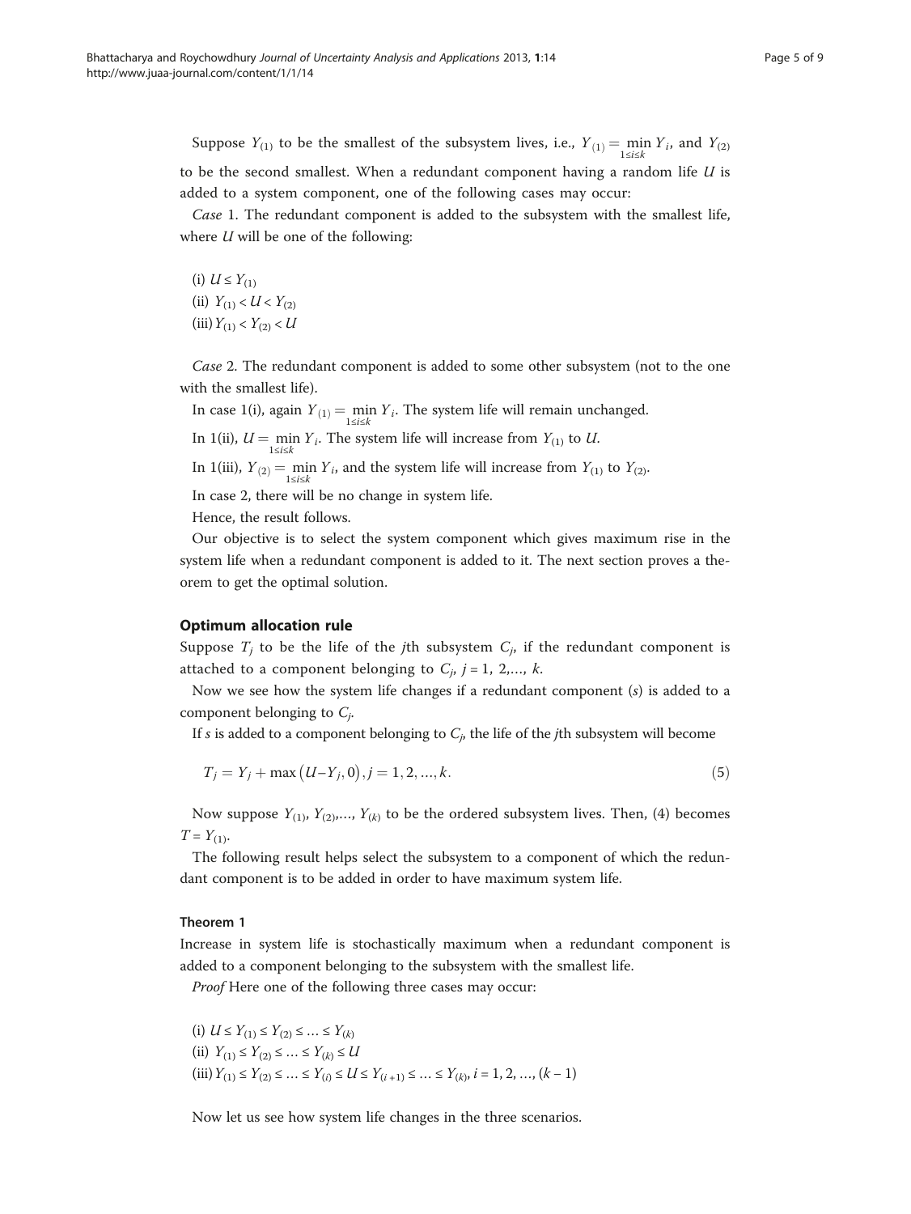Suppose $Y_{(1)}$ to be the smallest of the subsystem lives, i.e., $Y_{(1)} = \min_{1 \le i \le k} Y_i$, and $Y_{(2)}$ to be the second smallest. When a redundant component having a random life $U$ is added to a system component, one of the following cases may occur:

*Case* 1. The redundant component is added to the subsystem with the smallest life, where $U$ will be one of the following:

(i) $U \le Y_{(1)}$
(ii) $Y_{(1)} < U < Y_{(2)}$
(iii) $Y_{(1)} < Y_{(2)} < U$

*Case* 2. The redundant component is added to some other subsystem (not to the one with the smallest life).

In case 1(i), again $Y_{(1)} = \min_{1 \le i \le k} Y_i$. The system life will remain unchanged.

In 1(ii), $U = \min_{1 \le i \le k} Y_i$. The system life will increase from $Y_{(1)}$ to $U$.

In 1(iii), $Y_{(2)} = \min_{1 \le i \le k} Y_i$, and the system life will increase from $Y_{(1)}$ to $Y_{(2)}$.

In case 2, there will be no change in system life.

Hence, the result follows.

Our objective is to select the system component which gives maximum rise in the system life when a redundant component is added to it. The next section proves a theorem to get the optimal solution.

## Optimum allocation rule

Suppose $T_j$ to be the life of the $j$th subsystem $C_j$, if the redundant component is attached to a component belonging to $C_j$, $j = 1, 2, \ldots, k$.

Now we see how the system life changes if a redundant component ($s$) is added to a component belonging to $C_j$.

If $s$ is added to a component belonging to $C_j$, the life of the $j$th subsystem will become

$$T_j = Y_j + \max\left(U - Y_j, 0\right), j = 1, 2, \ldots, k. \tag{5}$$

Now suppose $Y_{(1)}, Y_{(2)}, \ldots, Y_{(k)}$ to be the ordered subsystem lives. Then, (4) becomes $T = Y_{(1)}$.

The following result helps select the subsystem to a component of which the redundant component is to be added in order to have maximum system life.

### Theorem 1

Increase in system life is stochastically maximum when a redundant component is added to a component belonging to the subsystem with the smallest life.

*Proof* Here one of the following three cases may occur:

(i) $U \le Y_{(1)} \le Y_{(2)} \le \ldots \le Y_{(k)}$
(ii) $Y_{(1)} \le Y_{(2)} \le \ldots \le Y_{(k)} \le U$
(iii) $Y_{(1)} \le Y_{(2)} \le \ldots \le Y_{(i)} \le U \le Y_{(i+1)} \le \ldots \le Y_{(k)}, i = 1, 2, \ldots, (k-1)$

Now let us see how system life changes in the three scenarios.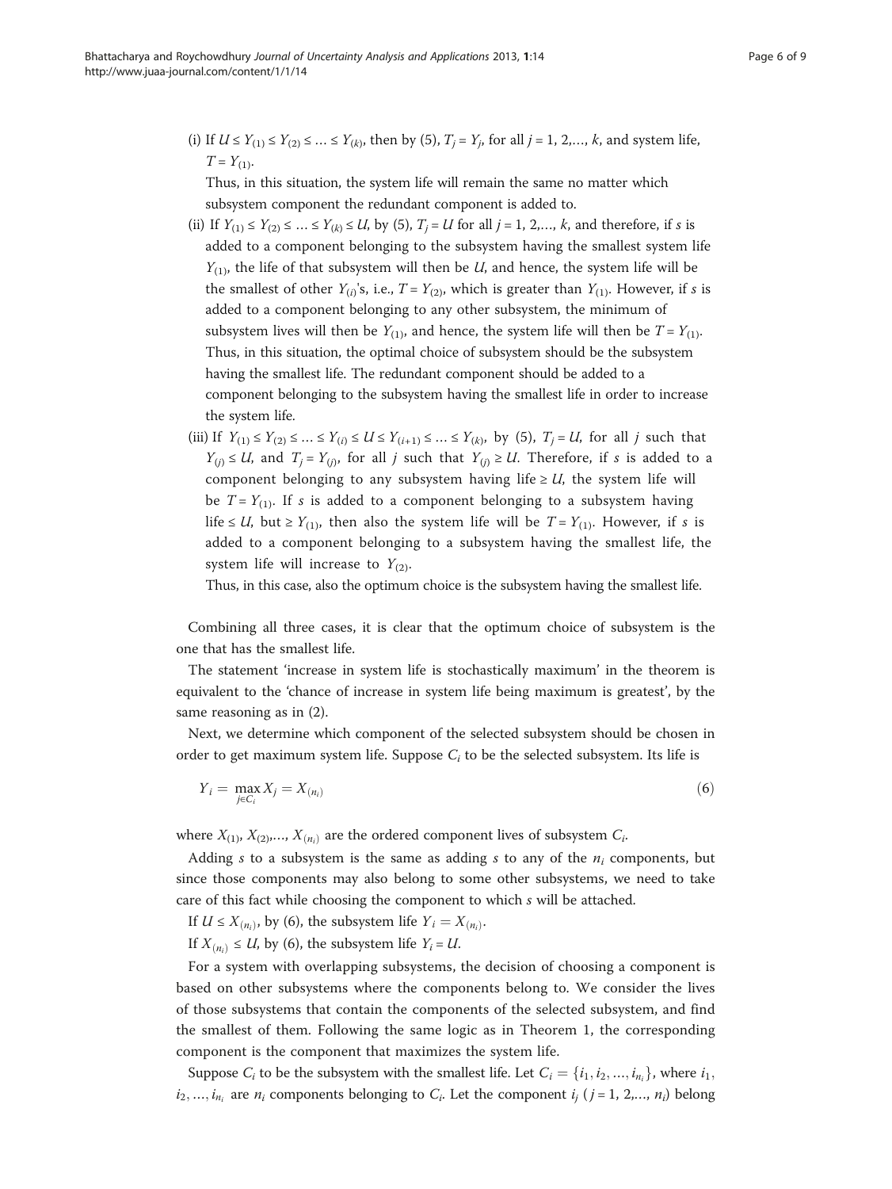(i) If $U \le Y_{(1)} \le Y_{(2)} \le \ldots \le Y_{(k)}$, then by (5), $T_j = Y_j$, for all $j = 1, 2, \ldots, k$, and system life, $T = Y_{(1)}$.

Thus, in this situation, the system life will remain the same no matter which subsystem component the redundant component is added to.

(ii) If $Y_{(1)} \le Y_{(2)} \le \ldots \le Y_{(k)} \le U$, by (5), $T_j = U$ for all $j = 1, 2, \ldots, k$, and therefore, if $s$ is added to a component belonging to the subsystem having the smallest system life $Y_{(1)}$, the life of that subsystem will then be $U$, and hence, the system life will be the smallest of other $Y_{(i)}$'s, i.e., $T = Y_{(2)}$, which is greater than $Y_{(1)}$. However, if $s$ is added to a component belonging to any other subsystem, the minimum of subsystem lives will then be $Y_{(1)}$, and hence, the system life will then be $T = Y_{(1)}$. Thus, in this situation, the optimal choice of subsystem should be the subsystem having the smallest life. The redundant component should be added to a component belonging to the subsystem having the smallest life in order to increase the system life.

(iii) If $Y_{(1)} \le Y_{(2)} \le \ldots \le Y_{(i)} \le U \le Y_{(i+1)} \le \ldots \le Y_{(k)}$, by (5), $T_j = U$, for all $j$ such that $Y_{(j)} \le U$, and $T_j = Y_{(j)}$, for all $j$ such that $Y_{(j)} \ge U$. Therefore, if $s$ is added to a component belonging to any subsystem having life $\ge U$, the system life will be $T = Y_{(1)}$. If $s$ is added to a component belonging to a subsystem having life $\le U$, but $\ge Y_{(1)}$, then also the system life will be $T = Y_{(1)}$. However, if $s$ is added to a component belonging to a subsystem having the smallest life, the system life will increase to $Y_{(2)}$.

Thus, in this case, also the optimum choice is the subsystem having the smallest life.

Combining all three cases, it is clear that the optimum choice of subsystem is the one that has the smallest life.

The statement 'increase in system life is stochastically maximum' in the theorem is equivalent to the 'chance of increase in system life being maximum is greatest', by the same reasoning as in (2).

Next, we determine which component of the selected subsystem should be chosen in order to get maximum system life. Suppose $C_i$ to be the selected subsystem. Its life is

$$Y_i = \max_{j \in C_i} X_j = X_{(n_i)} \tag{6}$$

where $X_{(1)}, X_{(2)}, \ldots, X_{(n_i)}$ are the ordered component lives of subsystem $C_i$.

Adding $s$ to a subsystem is the same as adding $s$ to any of the $n_i$ components, but since those components may also belong to some other subsystems, we need to take care of this fact while choosing the component to which $s$ will be attached.

If $U \le X_{(n_i)}$, by (6), the subsystem life $Y_i = X_{(n_i)}$.

If $X_{(n_i)} \le U$, by (6), the subsystem life $Y_i = U$.

For a system with overlapping subsystems, the decision of choosing a component is based on other subsystems where the components belong to. We consider the lives of those subsystems that contain the components of the selected subsystem, and find the smallest of them. Following the same logic as in Theorem 1, the corresponding component is the component that maximizes the system life.

Suppose $C_i$ to be the subsystem with the smallest life. Let $C_i = \{i_1, i_2, \ldots, i_{n_i}\}$, where $i_1, i_2, \ldots, i_{n_i}$ are $n_i$ components belonging to $C_i$. Let the component $i_j$ ($j = 1, 2, \ldots, n_i$) belong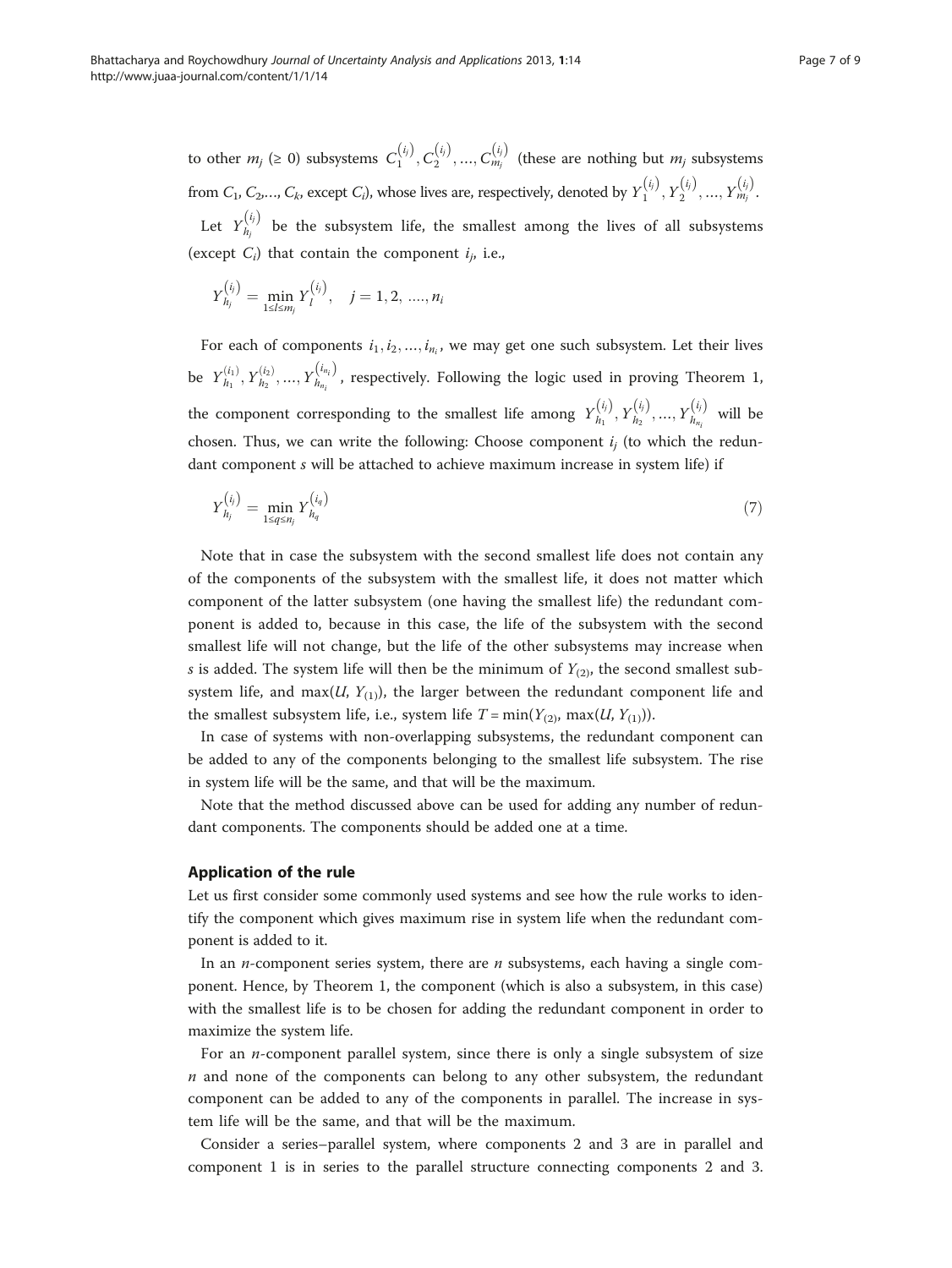to other $m_j$ ($\geq$ 0) subsystems $C_1^{(i_j)}, C_2^{(i_j)}, \ldots, C_{m_j}^{(i_j)}$ (these are nothing but $m_j$ subsystems from $C_1$, $C_2$,..., $C_k$, except $C_i$), whose lives are, respectively, denoted by $Y_1^{(i_j)}, Y_2^{(i_j)}, \ldots, Y_{m_j}^{(i_j)}$.

Let $Y_{h_j}^{(i_j)}$ be the subsystem life, the smallest among the lives of all subsystems (except $C_i$) that contain the component $i_j$, i.e.,

$$Y_{h_j}^{(i_j)} = \min_{1 \leq l \leq m_j} Y_l^{(i_j)}, \quad j = 1, 2, \ldots, n_i$$

For each of components $i_1, i_2, \ldots, i_{n_i}$, we may get one such subsystem. Let their lives be $Y_{h_1}^{(i_1)}, Y_{h_2}^{(i_2)}, \ldots, Y_{h_{n_i}}^{(i_{n_i})}$, respectively. Following the logic used in proving Theorem 1, the component corresponding to the smallest life among $Y_{h_1}^{(i_j)}, Y_{h_2}^{(i_j)}, \ldots, Y_{h_{n_i}}^{(i_j)}$ will be chosen. Thus, we can write the following: Choose component $i_j$ (to which the redundant component $s$ will be attached to achieve maximum increase in system life) if

$$Y_{h_j}^{(i_j)} = \min_{1 \leq q \leq n_j} Y_{h_q}^{(i_q)} \tag{7}$$

Note that in case the subsystem with the second smallest life does not contain any of the components of the subsystem with the smallest life, it does not matter which component of the latter subsystem (one having the smallest life) the redundant component is added to, because in this case, the life of the subsystem with the second smallest life will not change, but the life of the other subsystems may increase when $s$ is added. The system life will then be the minimum of $Y_{(2)}$, the second smallest subsystem life, and $\max(U, Y_{(1)})$, the larger between the redundant component life and the smallest subsystem life, i.e., system life $T = \min(Y_{(2)}, \max(U, Y_{(1)}))$.

In case of systems with non-overlapping subsystems, the redundant component can be added to any of the components belonging to the smallest life subsystem. The rise in system life will be the same, and that will be the maximum.

Note that the method discussed above can be used for adding any number of redundant components. The components should be added one at a time.

## Application of the rule

Let us first consider some commonly used systems and see how the rule works to identify the component which gives maximum rise in system life when the redundant component is added to it.

In an $n$-component series system, there are $n$ subsystems, each having a single component. Hence, by Theorem 1, the component (which is also a subsystem, in this case) with the smallest life is to be chosen for adding the redundant component in order to maximize the system life.

For an $n$-component parallel system, since there is only a single subsystem of size $n$ and none of the components can belong to any other subsystem, the redundant component can be added to any of the components in parallel. The increase in system life will be the same, and that will be the maximum.

Consider a series–parallel system, where components 2 and 3 are in parallel and component 1 is in series to the parallel structure connecting components 2 and 3.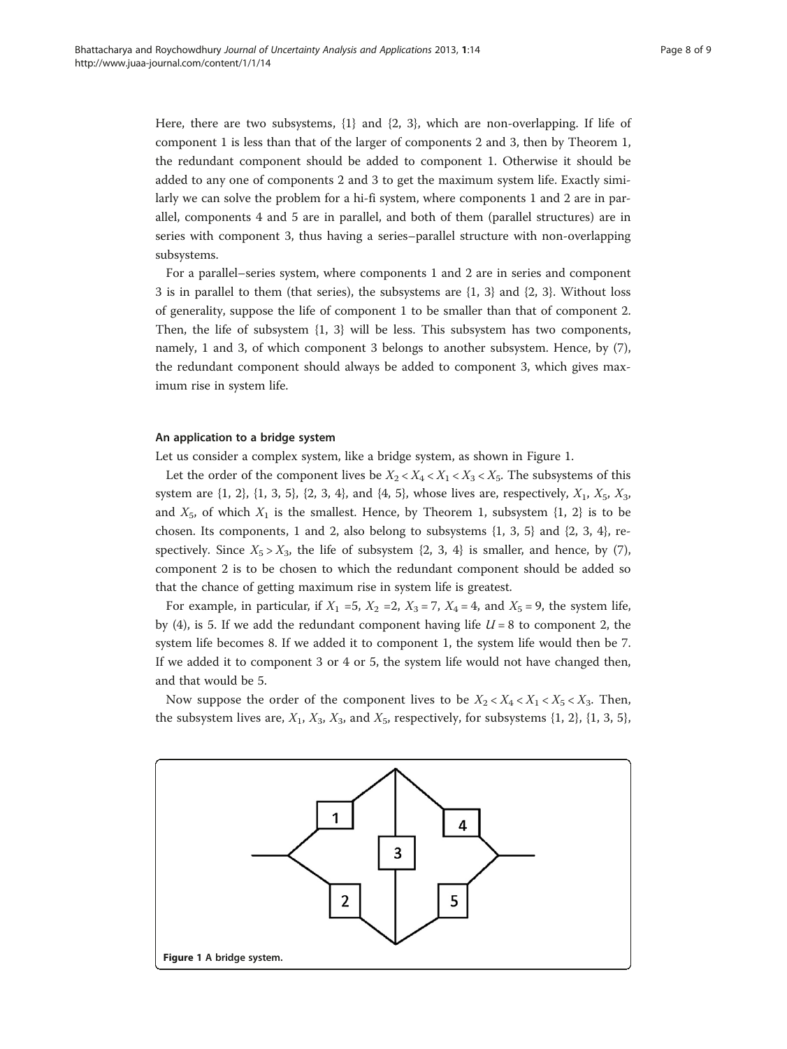Here, there are two subsystems, {1} and {2, 3}, which are non-overlapping. If life of component 1 is less than that of the larger of components 2 and 3, then by Theorem 1, the redundant component should be added to component 1. Otherwise it should be added to any one of components 2 and 3 to get the maximum system life. Exactly similarly we can solve the problem for a hi-fi system, where components 1 and 2 are in parallel, components 4 and 5 are in parallel, and both of them (parallel structures) are in series with component 3, thus having a series–parallel structure with non-overlapping subsystems.

For a parallel–series system, where components 1 and 2 are in series and component 3 is in parallel to them (that series), the subsystems are {1, 3} and {2, 3}. Without loss of generality, suppose the life of component 1 to be smaller than that of component 2. Then, the life of subsystem {1, 3} will be less. This subsystem has two components, namely, 1 and 3, of which component 3 belongs to another subsystem. Hence, by (7), the redundant component should always be added to component 3, which gives maximum rise in system life.

### An application to a bridge system

Let us consider a complex system, like a bridge system, as shown in Figure 1.

Let the order of the component lives be $X_2 < X_4 < X_1 < X_3 < X_5$. The subsystems of this system are {1, 2}, {1, 3, 5}, {2, 3, 4}, and {4, 5}, whose lives are, respectively, $X_1$, $X_5$, $X_3$, and $X_5$, of which $X_1$ is the smallest. Hence, by Theorem 1, subsystem {1, 2} is to be chosen. Its components, 1 and 2, also belong to subsystems {1, 3, 5} and {2, 3, 4}, respectively. Since $X_5 > X_3$, the life of subsystem {2, 3, 4} is smaller, and hence, by (7), component 2 is to be chosen to which the redundant component should be added so that the chance of getting maximum rise in system life is greatest.

For example, in particular, if $X_1 = 5$, $X_2 = 2$, $X_3 = 7$, $X_4 = 4$, and $X_5 = 9$, the system life, by (4), is 5. If we add the redundant component having life $U = 8$ to component 2, the system life becomes 8. If we added it to component 1, the system life would then be 7. If we added it to component 3 or 4 or 5, the system life would not have changed then, and that would be 5.

Now suppose the order of the component lives to be $X_2 < X_4 < X_1 < X_5 < X_3$. Then, the subsystem lives are, $X_1$, $X_3$, $X_3$, and $X_5$, respectively, for subsystems {1, 2}, {1, 3, 5},

**Figure 1** A bridge system.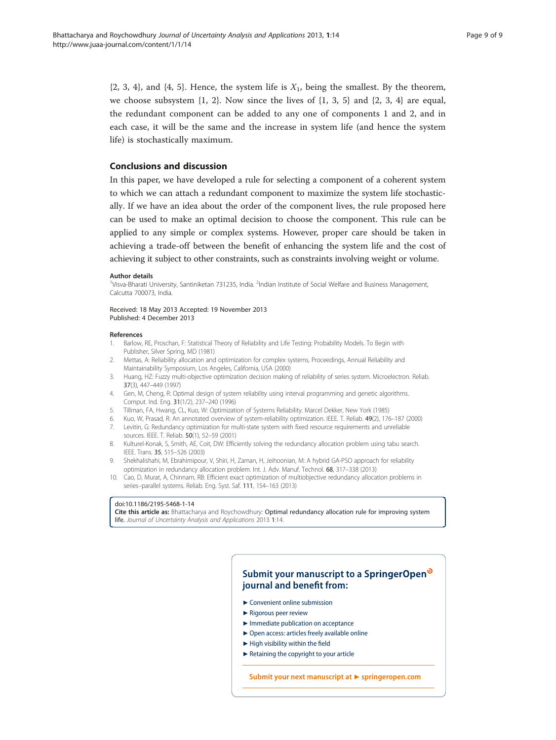{2, 3, 4}, and {4, 5}. Hence, the system life is $X_1$, being the smallest. By the theorem, we choose subsystem {1, 2}. Now since the lives of {1, 3, 5} and {2, 3, 4} are equal, the redundant component can be added to any one of components 1 and 2, and in each case, it will be the same and the increase in system life (and hence the system life) is stochastically maximum.

## Conclusions and discussion

In this paper, we have developed a rule for selecting a component of a coherent system to which we can attach a redundant component to maximize the system life stochastically. If we have an idea about the order of the component lives, the rule proposed here can be used to make an optimal decision to choose the component. This rule can be applied to any simple or complex systems. However, proper care should be taken in achieving a trade-off between the benefit of enhancing the system life and the cost of achieving it subject to other constraints, such as constraints involving weight or volume.

**Author details**

[1]Visva-Bharati University, Santiniketan 731235, India. [2]Indian Institute of Social Welfare and Business Management, Calcutta 700073, India.

Received: 18 May 2013 Accepted: 19 November 2013
Published: 4 December 2013

**References**

1. Barlow, RE, Proschan, F: Statistical Theory of Reliability and Life Testing: Probability Models. To Begin with Publisher, Silver Spring, MD (1981)
2. Mettas, A: Reliability allocation and optimization for complex systems, Proceedings, Annual Reliability and Maintainability Symposium, Los Angeles, California, USA (2000)
3. Huang, HZ: Fuzzy multi-objective optimization decision making of reliability of series system. Microelectron. Reliab. **37**(3), 447–449 (1997)
4. Gen, M, Cheng, R: Optimal design of system reliability using interval programming and genetic algorithms. Comput. Ind. Eng. **31**(1/2), 237–240 (1996)
5. Tillman, FA, Hwang, CL, Kuo, W: Optimization of Systems Reliability. Marcel Dekker, New York (1985)
6. Kuo, W, Prasad, R: An annotated overview of system-reliability optimization. IEEE. T. Reliab. **49**(2), 176–187 (2000)
7. Levitin, G: Redundancy optimization for multi-state system with fixed resource requirements and unreliable sources. IEEE. T. Reliab. **50**(1), 52–59 (2001)
8. Kulturel-Konak, S, Smith, AE, Coit, DW: Efficiently solving the redundancy allocation problem using tabu search. IEEE. Trans. **35**, 515–526 (2003)
9. Shekhalishahi, M, Ebrahimipour, V, Shiri, H, Zaman, H, Jeihoonian, M: A hybrid GA-PSO approach for reliability optimization in redundancy allocation problem. Int. J. Adv. Manuf. Technol. **68**, 317–338 (2013)
10. Cao, D, Murat, A, Chinnam, RB: Efficient exact optimization of multiobjective redundancy allocation problems in series–parallel systems. Reliab. Eng. Syst. Saf. **111**, 154–163 (2013)

doi:10.1186/2195-5468-1-14
**Cite this article as:** Bhattacharya and Roychowdhury: Optimal redundancy allocation rule for improving system life. *Journal of Uncertainty Analysis and Applications* 2013 **1**:14.